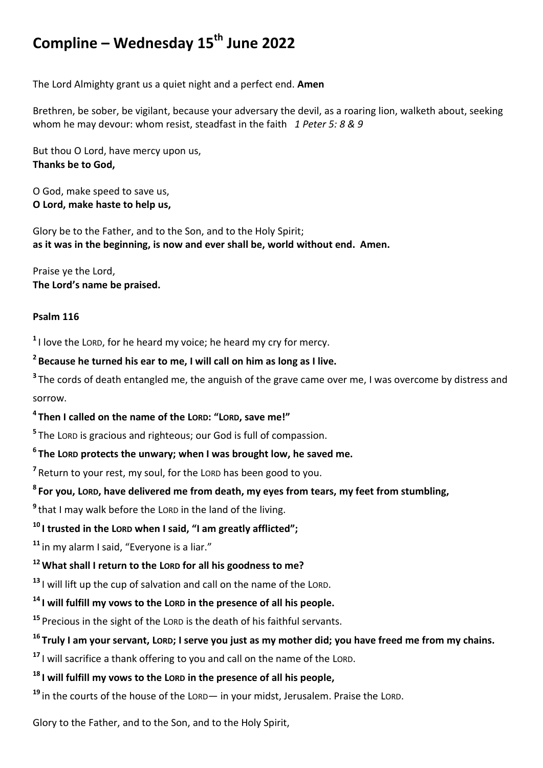# Compline – Wednesday 15th June 2022

The Lord Almighty grant us a quiet night and a perfect end. **Amen**

Brethren, be sober, be vigilant, because your adversary the devil, as a roaring lion, walketh about, seeking whom he may devour: whom resist, steadfast in the faith *1 Peter 5: 8 & 9*

But thou O Lord, have mercy upon us,
**Thanks be to God,**

O God, make speed to save us,
**O Lord, make haste to help us,**

Glory be to the Father, and to the Son, and to the Holy Spirit;
**as it was in the beginning, is now and ever shall be, world without end. Amen.**

Praise ye the Lord,
**The Lord's name be praised.**

**Psalm 116**

**1** I love the LORD, for he heard my voice; he heard my cry for mercy.

**2 Because he turned his ear to me, I will call on him as long as I live.**

**3** The cords of death entangled me, the anguish of the grave came over me, I was overcome by distress and sorrow.

**4 Then I called on the name of the LORD: "LORD, save me!"**

**5** The LORD is gracious and righteous; our God is full of compassion.

**6 The LORD protects the unwary; when I was brought low, he saved me.**

**7** Return to your rest, my soul, for the LORD has been good to you.

**8 For you, LORD, have delivered me from death, my eyes from tears, my feet from stumbling,**

**9** that I may walk before the LORD in the land of the living.

**10 I trusted in the LORD when I said, "I am greatly afflicted";**

**11** in my alarm I said, "Everyone is a liar."

**12 What shall I return to the LORD for all his goodness to me?**

**13** I will lift up the cup of salvation and call on the name of the LORD.

**14 I will fulfill my vows to the LORD in the presence of all his people.**

**15** Precious in the sight of the LORD is the death of his faithful servants.

**16 Truly I am your servant, LORD; I serve you just as my mother did; you have freed me from my chains.**

**17** I will sacrifice a thank offering to you and call on the name of the LORD.

**18 I will fulfill my vows to the LORD in the presence of all his people,**

**19** in the courts of the house of the LORD— in your midst, Jerusalem. Praise the LORD.

Glory to the Father, and to the Son, and to the Holy Spirit,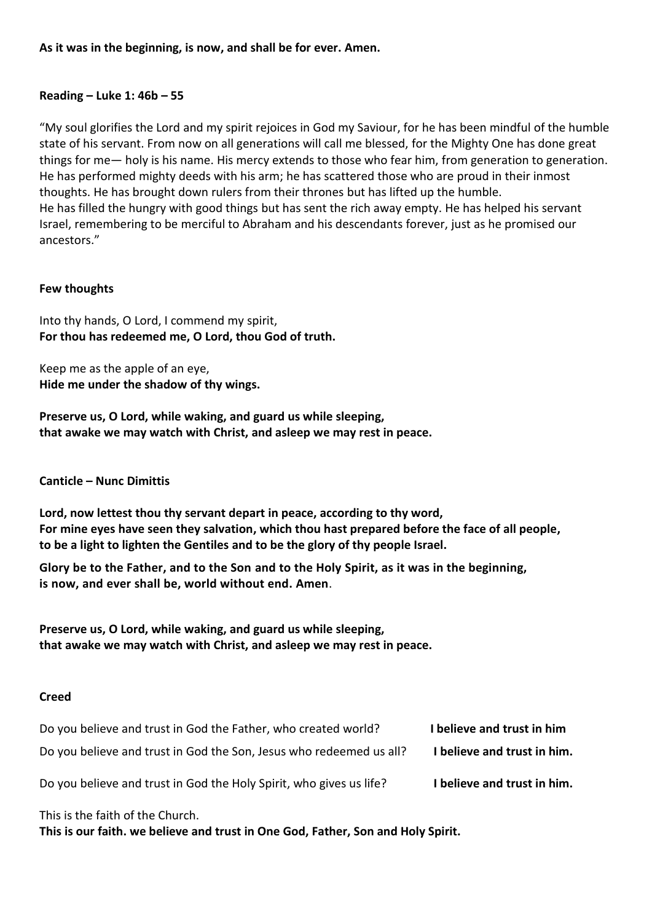**As it was in the beginning, is now, and shall be for ever. Amen.**

**Reading – Luke 1: 46b – 55**

"My soul glorifies the Lord and my spirit rejoices in God my Saviour, for he has been mindful of the humble state of his servant. From now on all generations will call me blessed, for the Mighty One has done great things for me— holy is his name. His mercy extends to those who fear him, from generation to generation. He has performed mighty deeds with his arm; he has scattered those who are proud in their inmost thoughts. He has brought down rulers from their thrones but has lifted up the humble.
He has filled the hungry with good things but has sent the rich away empty. He has helped his servant Israel, remembering to be merciful to Abraham and his descendants forever, just as he promised our ancestors."

**Few thoughts**

Into thy hands, O Lord, I commend my spirit,
**For thou has redeemed me, O Lord, thou God of truth.**

Keep me as the apple of an eye,
**Hide me under the shadow of thy wings.**

**Preserve us, O Lord, while waking, and guard us while sleeping,
that awake we may watch with Christ, and asleep we may rest in peace.**

**Canticle – Nunc Dimittis**

**Lord, now lettest thou thy servant depart in peace, according to thy word,
For mine eyes have seen they salvation, which thou hast prepared before the face of all people,
to be a light to lighten the Gentiles and to be the glory of thy people Israel.**

**Glory be to the Father, and to the Son and to the Holy Spirit, as it was in the beginning,
is now, and ever shall be, world without end. Amen**.

**Preserve us, O Lord, while waking, and guard us while sleeping,
that awake we may watch with Christ, and asleep we may rest in peace.**

**Creed**

Do you believe and trust in God the Father, who created world? **I believe and trust in him**

Do you believe and trust in God the Son, Jesus who redeemed us all? **I believe and trust in him.**

Do you believe and trust in God the Holy Spirit, who gives us life? **I believe and trust in him.**

This is the faith of the Church.
**This is our faith. we believe and trust in One God, Father, Son and Holy Spirit.**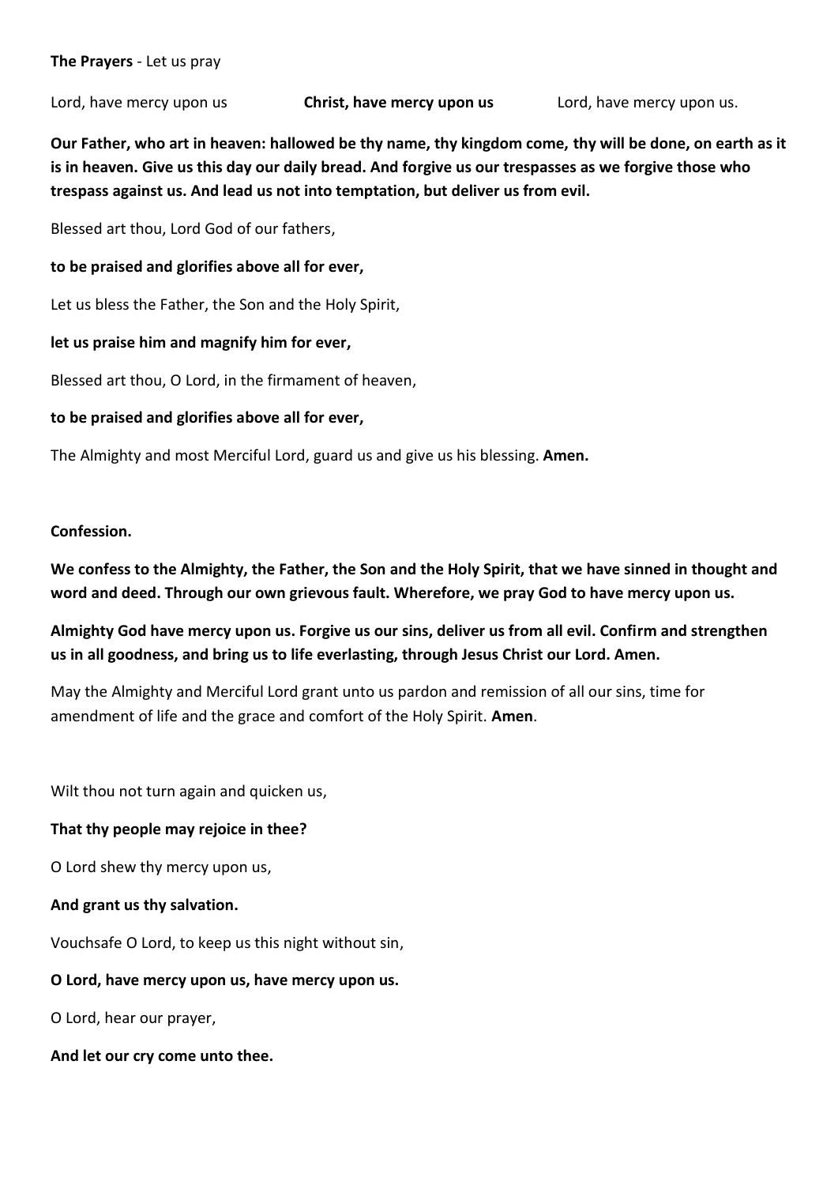**The Prayers** - Let us pray

Lord, have mercy upon us **Christ, have mercy upon us** Lord, have mercy upon us.

**Our Father, who art in heaven: hallowed be thy name, thy kingdom come, thy will be done, on earth as it is in heaven. Give us this day our daily bread. And forgive us our trespasses as we forgive those who trespass against us. And lead us not into temptation, but deliver us from evil.**

Blessed art thou, Lord God of our fathers,

**to be praised and glorifies above all for ever,**

Let us bless the Father, the Son and the Holy Spirit,

**let us praise him and magnify him for ever,**

Blessed art thou, O Lord, in the firmament of heaven,

**to be praised and glorifies above all for ever,**

The Almighty and most Merciful Lord, guard us and give us his blessing. **Amen.**

**Confession.**

**We confess to the Almighty, the Father, the Son and the Holy Spirit, that we have sinned in thought and word and deed. Through our own grievous fault. Wherefore, we pray God to have mercy upon us.**

**Almighty God have mercy upon us. Forgive us our sins, deliver us from all evil. Confirm and strengthen us in all goodness, and bring us to life everlasting, through Jesus Christ our Lord. Amen.**

May the Almighty and Merciful Lord grant unto us pardon and remission of all our sins, time for amendment of life and the grace and comfort of the Holy Spirit. **Amen**.

Wilt thou not turn again and quicken us,

**That thy people may rejoice in thee?**

O Lord shew thy mercy upon us,

**And grant us thy salvation.**

Vouchsafe O Lord, to keep us this night without sin,

**O Lord, have mercy upon us, have mercy upon us.**

O Lord, hear our prayer,

**And let our cry come unto thee.**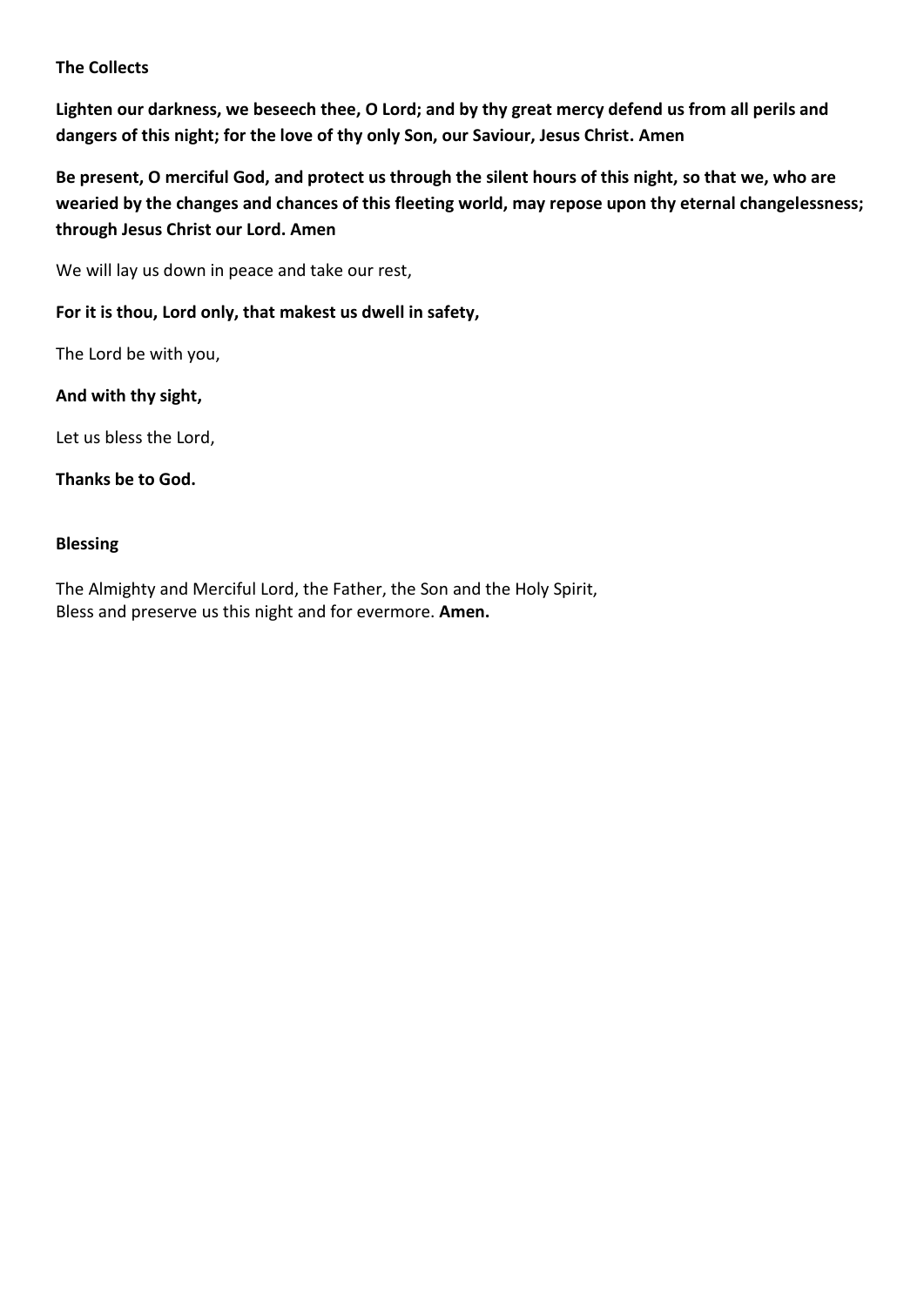**The Collects**

**Lighten our darkness, we beseech thee, O Lord; and by thy great mercy defend us from all perils and dangers of this night; for the love of thy only Son, our Saviour, Jesus Christ. Amen**

**Be present, O merciful God, and protect us through the silent hours of this night, so that we, who are wearied by the changes and chances of this fleeting world, may repose upon thy eternal changelessness; through Jesus Christ our Lord. Amen**

We will lay us down in peace and take our rest,

**For it is thou, Lord only, that makest us dwell in safety,**

The Lord be with you,

**And with thy sight,**

Let us bless the Lord,

**Thanks be to God.**

**Blessing**

The Almighty and Merciful Lord, the Father, the Son and the Holy Spirit,
Bless and preserve us this night and for evermore. **Amen.**